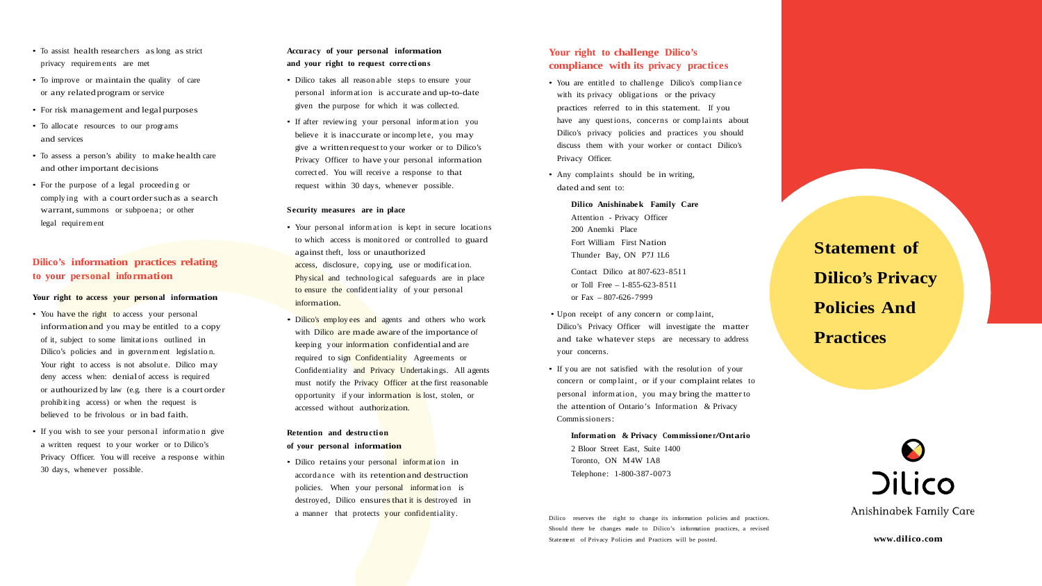- To assist health researchers as long as strict privacy requirements are met
- To improve or maintain the quality of care or any related program or service
- For risk management and legal purposes
- To allocate resources to our programs and services
- To assess a person's ability to make health care and other important decisions
- For the purpose of a legal proceeding or complying with a court order such as a search warrant, summons or subpoena; or other legal requirement

## Dilico's information practices relating to your personal information

**Your right to access your personal information**

- You have the right to access your personal information and you may be entitled to a copy of it, subject to some limitations outlined in Dilico's policies and in government legislation. Your right to access is not absolute. Dilico may deny access when: denial of access is required or authourized by law (e.g. there is a court order prohibiting access) or when the request is believed to be frivolous or in bad faith.
- If you wish to see your personal information give a written request to your worker or to Dilico's Privacy Officer. You will receive a response within 30 days, whenever possible.

**Accuracy of your personal information and your right to request corrections**

- Dilico takes all reasonable steps to ensure your personal information is accurate and up-to-date given the purpose for which it was collected.
- If after reviewing your personal information you believe it is inaccurate or incomplete, you may give a written request to your worker or to Dilico's Privacy Officer to have your personal information corrected. You will receive a response to that request within 30 days, whenever possible.

**Security measures are in place**

- Your personal information is kept in secure locations to which access is monitored or controlled to guard against theft, loss or unauthorized access, disclosure, copying, use or modification. Physical and technological safeguards are in place to ensure the confidentiality of your personal information.
- Dilico's employees and agents and others who work with Dilico are made aware of the importance of keeping your information confidential and are required to sign Confidentiality Agreements or Confidentiality and Privacy Undertakings. All agents must notify the Privacy Officer at the first reasonable opportunity if your information is lost, stolen, or accessed without authorization.

**Retention and destruction of your personal information**

- Dilico retains your personal information in accordance with its retention and destruction policies. When your personal information is destroyed, Dilico ensures that it is destroyed in a manner that protects your confidentiality.

## Your right to challenge Dilico's compliance with its privacy practices

- You are entitled to challenge Dilico's compliance with its privacy obligations or the privacy practices referred to in this statement. If you have any questions, concerns or complaints about Dilico's privacy policies and practices you should discuss them with your worker or contact Dilico's Privacy Officer.
- Any complaints should be in writing, dated and sent to:

  **Dilico Anishinabek Family Care**
  Attention - Privacy Officer
  200 Anemki Place
  Fort William First Nation
  Thunder Bay, ON P7J 1L6

  Contact Dilico at 807-623-8511
  or Toll Free – 1-855-623-8511
  or Fax – 807-626-7999

- Upon receipt of any concern or complaint, Dilico's Privacy Officer will investigate the matter and take whatever steps are necessary to address your concerns.
- If you are not satisfied with the resolution of your concern or complaint, or if your complaint relates to personal information, you may bring the matter to the attention of Ontario's Information & Privacy Commissioners:

  **Information & Privacy Commissioner/Ontario**
  2 Bloor Street East, Suite 1400
  Toronto, ON M4W 1A8
  Telephone: 1-800-387-0073

Dilico reserves the right to change its information policies and practices. Should there be changes made to Dilico's information practices, a revised Statement of Privacy Policies and Practices will be posted.

# Statement of Dilico's Privacy Policies And Practices

Dilico
Anishinabek Family Care

www.dilico.com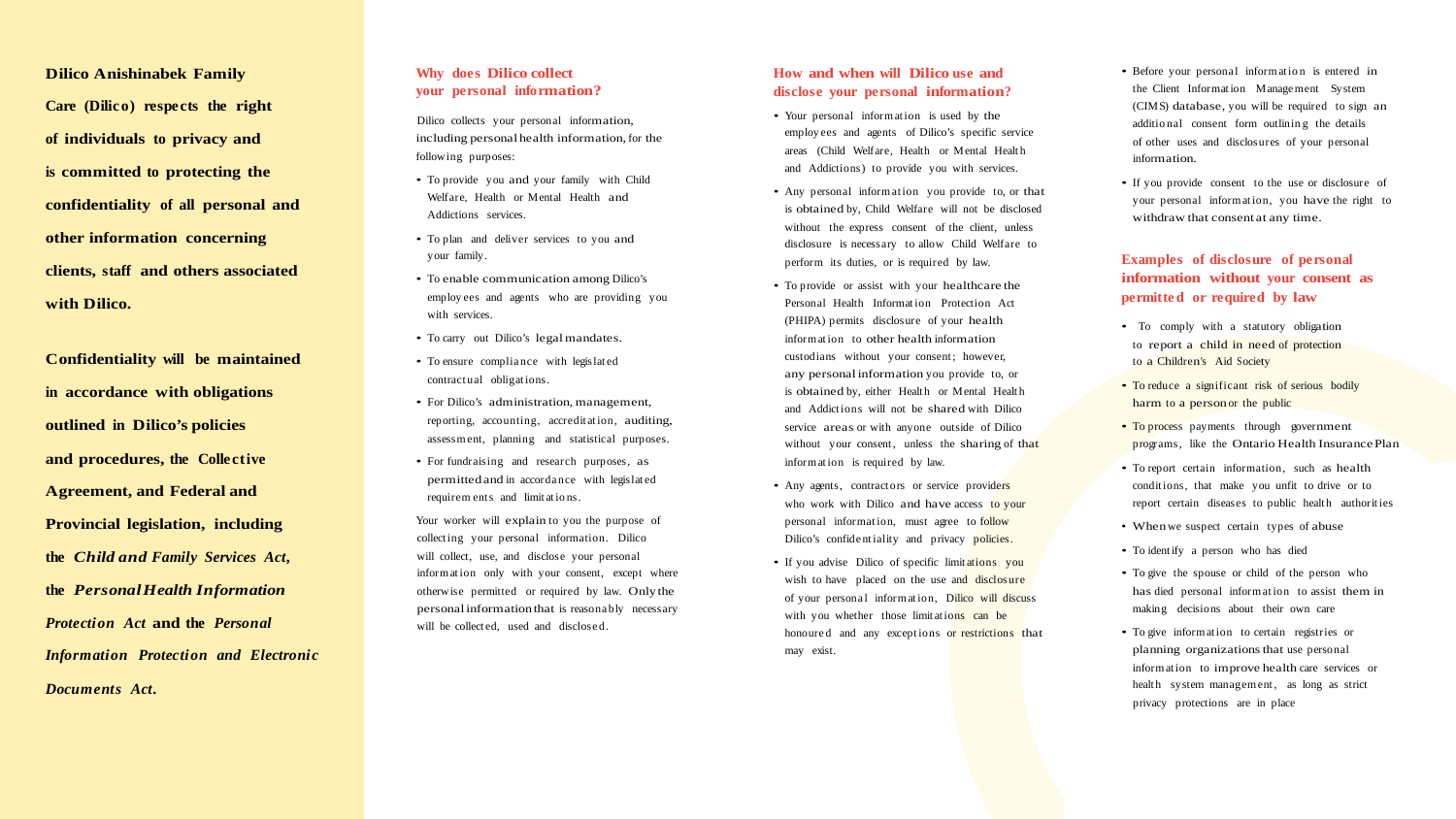**Dilico Anishinabek Family Care (Dilico) respects the right of individuals to privacy and is committed to protecting the confidentiality of all personal and other information concerning clients, staff and others associated with Dilico.**

**Confidentiality will be maintained in accordance with obligations outlined in Dilico's policies and procedures, the Collective Agreement, and Federal and Provincial legislation, including the *Child and Family Services Act*, the *Personal Health Information Protection Act* and the *Personal Information Protection and Electronic Documents Act*.**

## Why does Dilico collect your personal information?

Dilico collects your personal information, including personal health information, for the following purposes:

- To provide you and your family with Child Welfare, Health or Mental Health and Addictions services.
- To plan and deliver services to you and your family.
- To enable communication among Dilico's employees and agents who are providing you with services.
- To carry out Dilico's legal mandates.
- To ensure compliance with legislated contractual obligations.
- For Dilico's administration, management, reporting, accounting, accreditation, auditing, assessment, planning and statistical purposes.
- For fundraising and research purposes, as permitted and in accordance with legislated requirements and limitations.

Your worker will explain to you the purpose of collecting your personal information. Dilico will collect, use, and disclose your personal information only with your consent, except where otherwise permitted or required by law. Only the personal information that is reasonably necessary will be collected, used and disclosed.

## How and when will Dilico use and disclose your personal information?

- Your personal information is used by the employees and agents of Dilico's specific service areas (Child Welfare, Health or Mental Health and Addictions) to provide you with services.
- Any personal information you provide to, or that is obtained by, Child Welfare will not be disclosed without the express consent of the client, unless disclosure is necessary to allow Child Welfare to perform its duties, or is required by law.
- To provide or assist with your healthcare the Personal Health Information Protection Act (PHIPA) permits disclosure of your health information to other health information custodians without your consent; however, any personal information you provide to, or is obtained by, either Health or Mental Health and Addictions will not be shared with Dilico service areas or with anyone outside of Dilico without your consent, unless the sharing of that information is required by law.
- Any agents, contractors or service providers who work with Dilico and have access to your personal information, must agree to follow Dilico's confidentiality and privacy policies.
- If you advise Dilico of specific limitations you wish to have placed on the use and disclosure of your personal information, Dilico will discuss with you whether those limitations can be honoured and any exceptions or restrictions that may exist.
- Before your personal information is entered in the Client Information Management System (CIMS) database, you will be required to sign an additional consent form outlining the details of other uses and disclosures of your personal information.
- If you provide consent to the use or disclosure of your personal information, you have the right to withdraw that consent at any time.

## Examples of disclosure of personal information without your consent as permitted or required by law

- To comply with a statutory obligation to report a child in need of protection to a Children's Aid Society
- To reduce a significant risk of serious bodily harm to a person or the public
- To process payments through government programs, like the Ontario Health Insurance Plan
- To report certain information, such as health conditions, that make you unfit to drive or to report certain diseases to public health authorities
- When we suspect certain types of abuse
- To identify a person who has died
- To give the spouse or child of the person who has died personal information to assist them in making decisions about their own care
- To give information to certain registries or planning organizations that use personal information to improve health care services or health system management, as long as strict privacy protections are in place